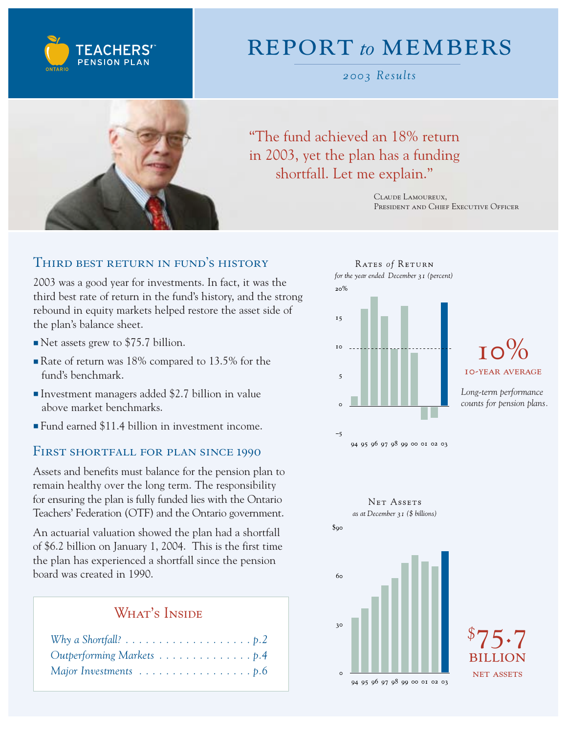TEACHERS' PENSION PLAN ONTARIO

# REPORT *to* MEMBERS

*2003 Results*

"The fund achieved an 18% return in 2003, yet the plan has a funding shortfall. Let me explain."

Claude Lamoureux,
President and Chief Executive Officer

## Third best return in fund's history

2003 was a good year for investments. In fact, it was the third best rate of return in the fund's history, and the strong rebound in equity markets helped restore the asset side of the plan's balance sheet.

- Net assets grew to $75.7 billion.
- Rate of return was 18% compared to 13.5% for the fund's benchmark.
- Investment managers added $2.7 billion in value above market benchmarks.
- Fund earned $11.4 billion in investment income.

## First shortfall for plan since 1990

Assets and benefits must balance for the pension plan to remain healthy over the long term. The responsibility for ensuring the plan is fully funded lies with the Ontario Teachers' Federation (OTF) and the Ontario government.

An actuarial valuation showed the plan had a shortfall of $6.2 billion on January 1, 2004. This is the first time the plan has experienced a shortfall since the pension board was created in 1990.

### What's Inside

*Why a Shortfall?* . . . . . . . . . . p.2
*Outperforming Markets* . . . . . . . . . . p.4
*Major Investments* . . . . . . . . . . p.6

**Rates of Return**
*for the year ended December 31 (percent)*

**10%**
10-YEAR AVERAGE

*Long-term performance counts for pension plans.*

**Net Assets**
*as at December 31 ($ billions)*

**$75.7 BILLION**
NET ASSETS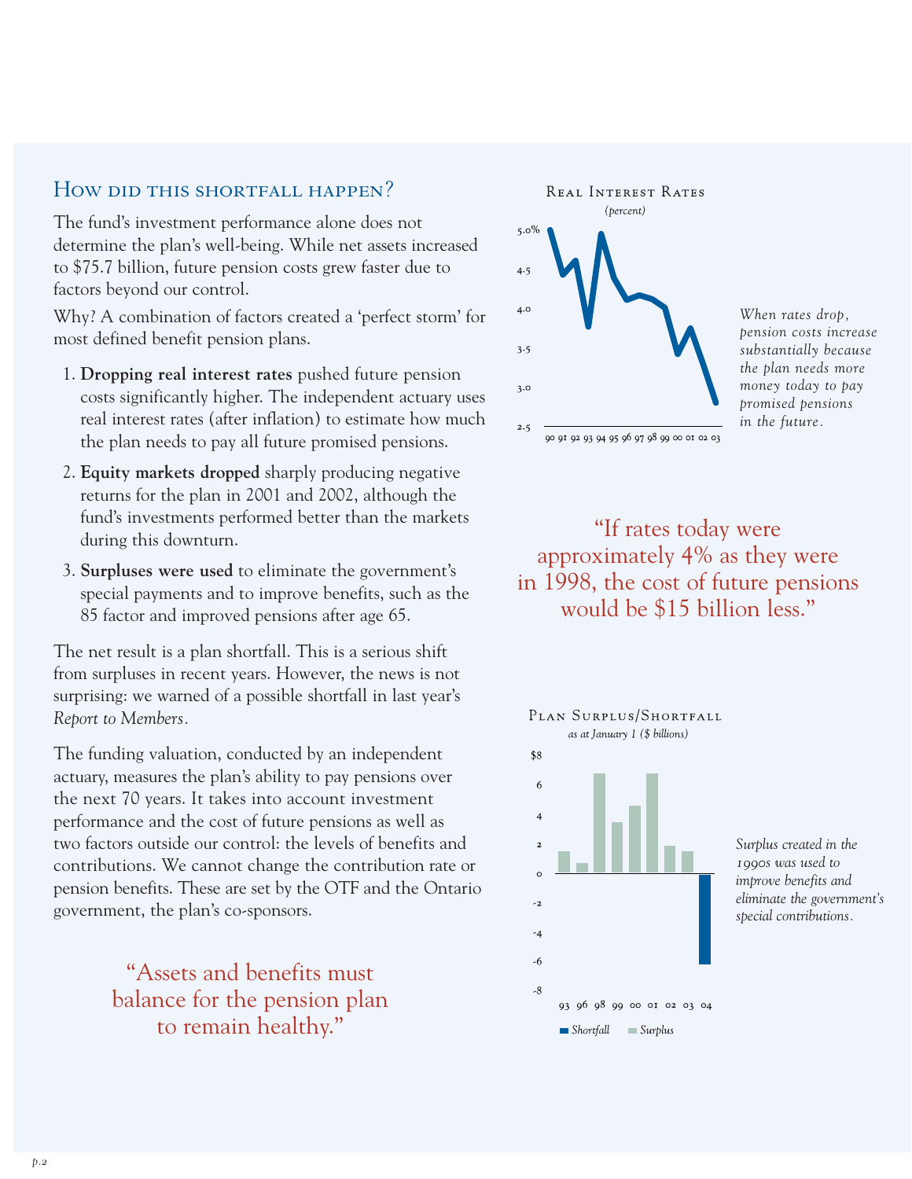## How did this shortfall happen?

The fund's investment performance alone does not determine the plan's well-being. While net assets increased to $75.7 billion, future pension costs grew faster due to factors beyond our control.

Why? A combination of factors created a 'perfect storm' for most defined benefit pension plans.

1. **Dropping real interest rates** pushed future pension costs significantly higher. The independent actuary uses real interest rates (after inflation) to estimate how much the plan needs to pay all future promised pensions.
2. **Equity markets dropped** sharply producing negative returns for the plan in 2001 and 2002, although the fund's investments performed better than the markets during this downturn.
3. **Surpluses were used** to eliminate the government's special payments and to improve benefits, such as the 85 factor and improved pensions after age 65.

The net result is a plan shortfall. This is a serious shift from surpluses in recent years. However, the news is not surprising: we warned of a possible shortfall in last year's *Report to Members*.

The funding valuation, conducted by an independent actuary, measures the plan's ability to pay pensions over the next 70 years. It takes into account investment performance and the cost of future pensions as well as two factors outside our control: the levels of benefits and contributions. We cannot change the contribution rate or pension benefits. These are set by the OTF and the Ontario government, the plan's co-sponsors.

> "Assets and benefits must balance for the pension plan to remain healthy."

**Real Interest Rates**
*(percent)*

*When rates drop, pension costs increase substantially because the plan needs more money today to pay promised pensions in the future.*

> "If rates today were approximately 4% as they were in 1998, the cost of future pensions would be $15 billion less."

**Plan Surplus/Shortfall**
*as at January 1 ($ billions)*

*Surplus created in the 1990s was used to improve benefits and eliminate the government's special contributions.*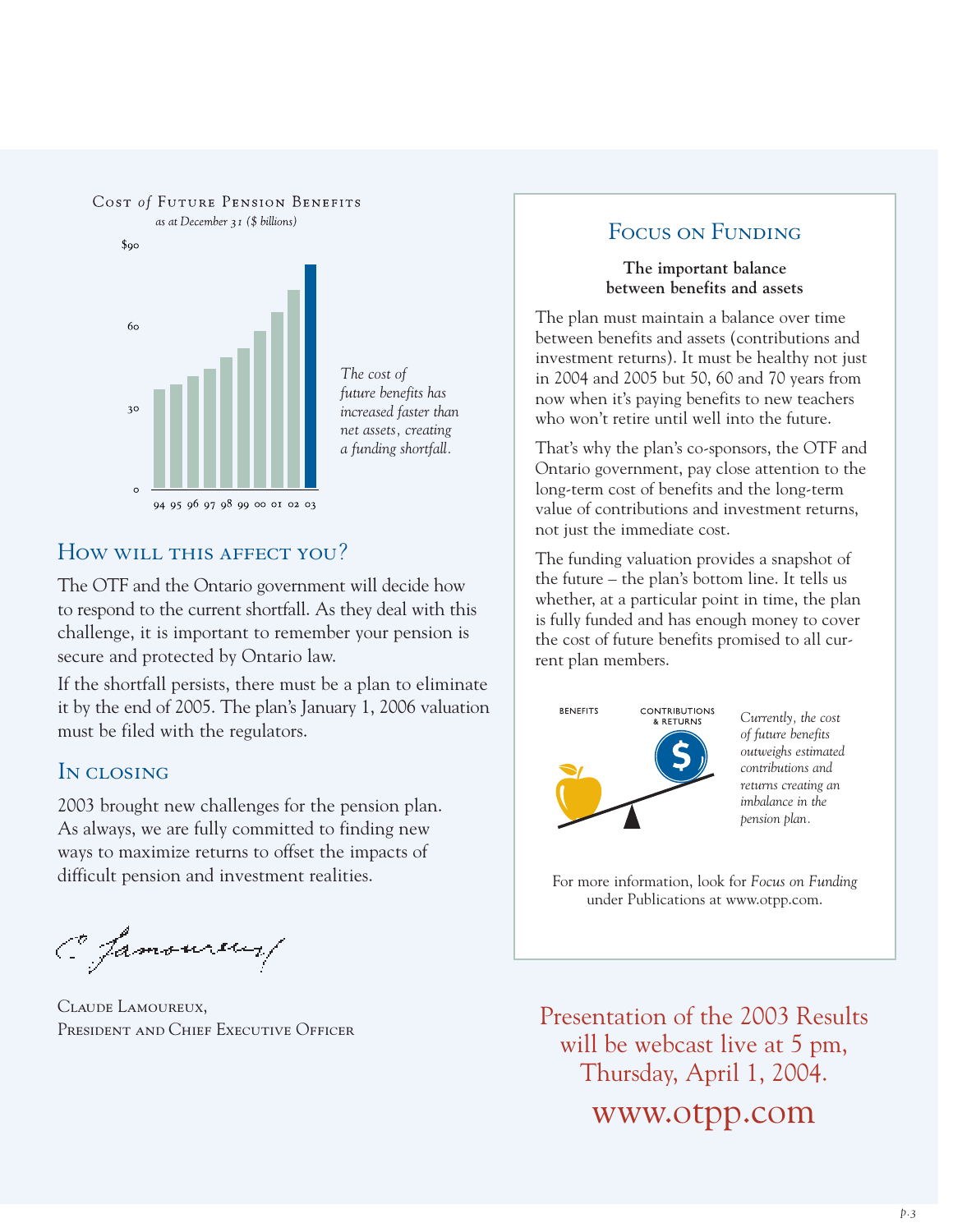Cost of Future Pension Benefits
*as at December 31 ($ billions)*

$90
60
30
0

94 95 96 97 98 99 00 01 02 03

*The cost of future benefits has increased faster than net assets, creating a funding shortfall.*

## How will this affect you?

The OTF and the Ontario government will decide how to respond to the current shortfall. As they deal with this challenge, it is important to remember your pension is secure and protected by Ontario law.

If the shortfall persists, there must be a plan to eliminate it by the end of 2005. The plan's January 1, 2006 valuation must be filed with the regulators.

## In closing

2003 brought new challenges for the pension plan. As always, we are fully committed to finding new ways to maximize returns to offset the impacts of difficult pension and investment realities.

Claude Lamoureux,
President and Chief Executive Officer

## Focus on Funding

**The important balance between benefits and assets**

The plan must maintain a balance over time between benefits and assets (contributions and investment returns). It must be healthy not just in 2004 and 2005 but 50, 60 and 70 years from now when it's paying benefits to new teachers who won't retire until well into the future.

That's why the plan's co-sponsors, the OTF and Ontario government, pay close attention to the long-term cost of benefits and the long-term value of contributions and investment returns, not just the immediate cost.

The funding valuation provides a snapshot of the future – the plan's bottom line. It tells us whether, at a particular point in time, the plan is fully funded and has enough money to cover the cost of future benefits promised to all current plan members.

BENEFITS
CONTRIBUTIONS & RETURNS

*Currently, the cost of future benefits outweighs estimated contributions and returns creating an imbalance in the pension plan.*

For more information, look for *Focus on Funding* under Publications at www.otpp.com.

Presentation of the 2003 Results will be webcast live at 5 pm, Thursday, April 1, 2004.

www.otpp.com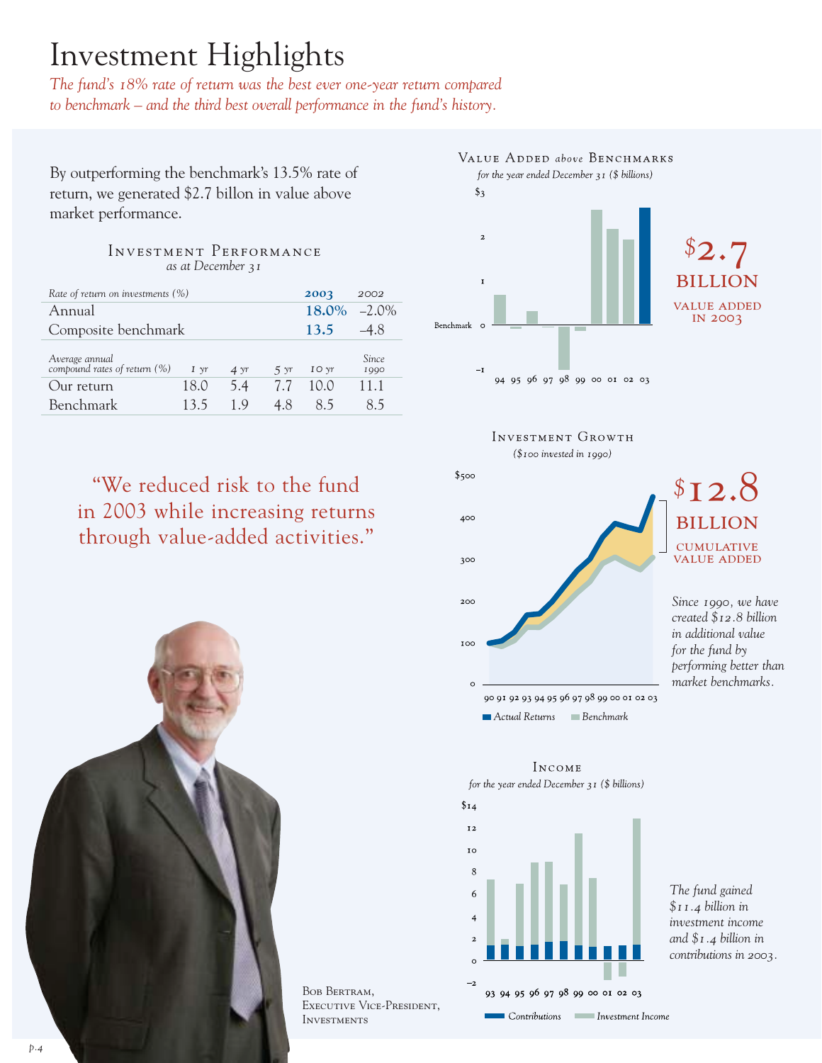# Investment Highlights

*The fund's 18% rate of return was the best ever one-year return compared to benchmark – and the third best overall performance in the fund's history.*

By outperforming the benchmark's 13.5% rate of return, we generated $2.7 billon in value above market performance.

### Investment Performance
*as at December 31*

| Rate of return on investments (%) | 2003 | 2002 |
|---|---|---|
| Annual | **18.0%** | –2.0% |
| Composite benchmark | **13.5** | –4.8 |

| Average annual compound rates of return (%) | 1 yr | 4 yr | 5 yr | 10 yr | Since 1990 |
|---|---|---|---|---|---|
| Our return | 18.0 | 5.4 | 7.7 | 10.0 | 11.1 |
| Benchmark | 13.5 | 1.9 | 4.8 | 8.5 | 8.5 |

> "We reduced risk to the fund in 2003 while increasing returns through value-added activities."

Bob Bertram,
Executive Vice-President,
Investments

### Value Added above Benchmarks
*for the year ended December 31 ($ billions)*

$3
2
1
Benchmark 0
–1
94 95 96 97 98 99 00 01 02 03

**$2.7 BILLION**
VALUE ADDED IN 2003

### Investment Growth
*($100 invested in 1990)*

$500
400
300
200
100
0
90 91 92 93 94 95 96 97 98 99 00 01 02 03
Actual Returns
Benchmark

**$12.8 BILLION**
CUMULATIVE VALUE ADDED

*Since 1990, we have created $12.8 billion in additional value for the fund by performing better than market benchmarks.*

### Income
*for the year ended December 31 ($ billions)*

$14
12
10
8
6
4
2
0
–2
93 94 95 96 97 98 99 00 01 02 03
Contributions
Investment Income

*The fund gained $11.4 billion in investment income and $1.4 billion in contributions in 2003.*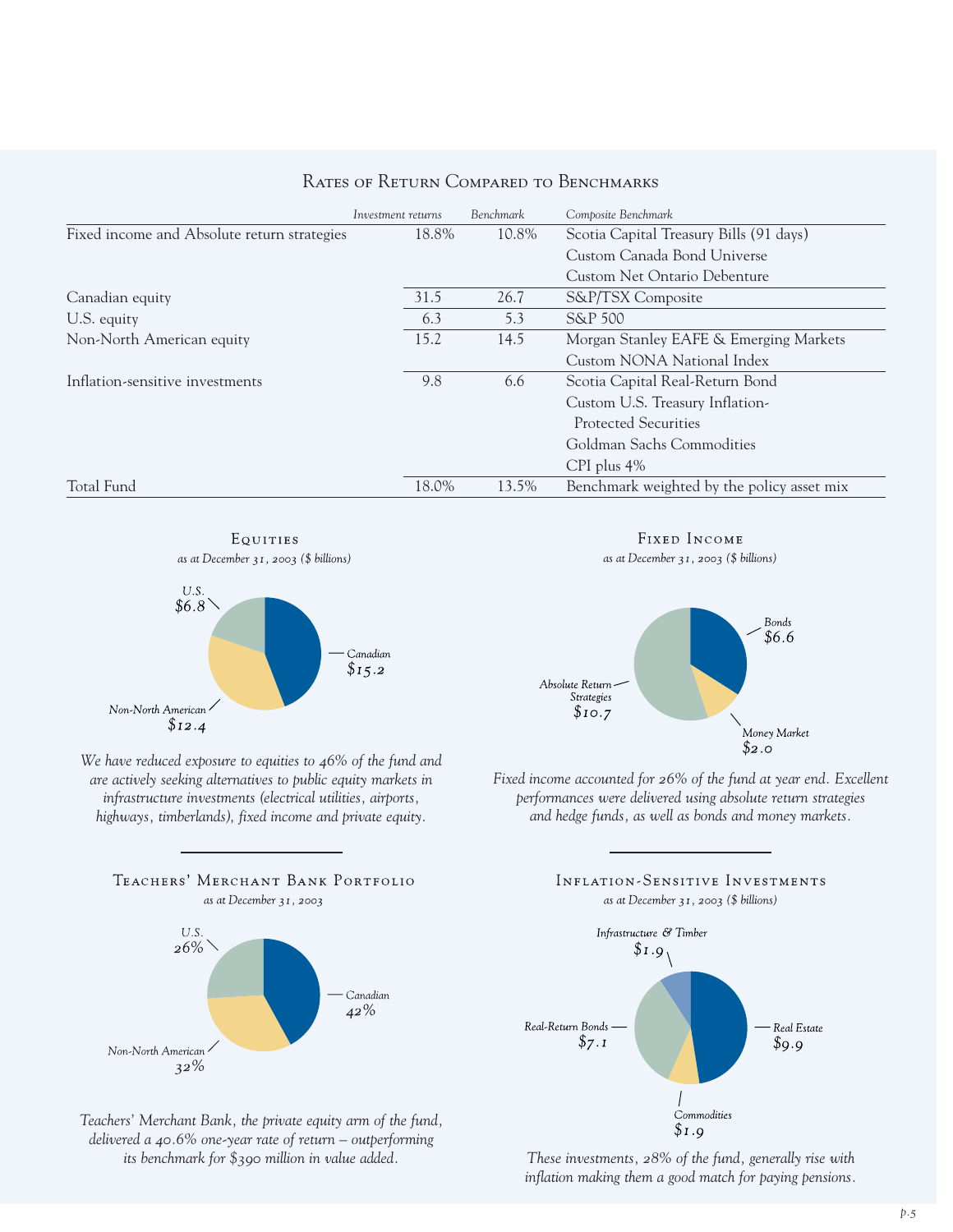## Rates of Return Compared to Benchmarks

| | *Investment returns* | *Benchmark* | *Composite Benchmark* |
|---|---|---|---|
| Fixed income and Absolute return strategies | 18.8% | 10.8% | Scotia Capital Treasury Bills (91 days) |
| | | | Custom Canada Bond Universe |
| | | | Custom Net Ontario Debenture |
| Canadian equity | 31.5 | 26.7 | S&P/TSX Composite |
| U.S. equity | 6.3 | 5.3 | S&P 500 |
| Non-North American equity | 15.2 | 14.5 | Morgan Stanley EAFE & Emerging Markets |
| | | | Custom NONA National Index |
| Inflation-sensitive investments | 9.8 | 6.6 | Scotia Capital Real-Return Bond |
| | | | Custom U.S. Treasury Inflation-Protected Securities |
| | | | Goldman Sachs Commodities |
| | | | CPI plus 4% |
| Total Fund | 18.0% | 13.5% | Benchmark weighted by the policy asset mix |

### Equities

*as at December 31, 2003 ($ billions)*

U.S. $6.8
Canadian $15.2
Non-North American $12.4

*We have reduced exposure to equities to 46% of the fund and are actively seeking alternatives to public equity markets in infrastructure investments (electrical utilities, airports, highways, timberlands), fixed income and private equity.*

### Fixed Income

*as at December 31, 2003 ($ billions)*

Bonds $6.6
Absolute Return Strategies $10.7
Money Market $2.0

*Fixed income accounted for 26% of the fund at year end. Excellent performances were delivered using absolute return strategies and hedge funds, as well as bonds and money markets.*

### Teachers' Merchant Bank Portfolio

*as at December 31, 2003*

U.S. 26%
Canadian 42%
Non-North American 32%

*Teachers' Merchant Bank, the private equity arm of the fund, delivered a 40.6% one-year rate of return – outperforming its benchmark for $390 million in value added.*

### Inflation-Sensitive Investments

*as at December 31, 2003 ($ billions)*

Infrastructure & Timber $1.9
Real-Return Bonds $7.1
Real Estate $9.9
Commodities $1.9

*These investments, 28% of the fund, generally rise with inflation making them a good match for paying pensions.*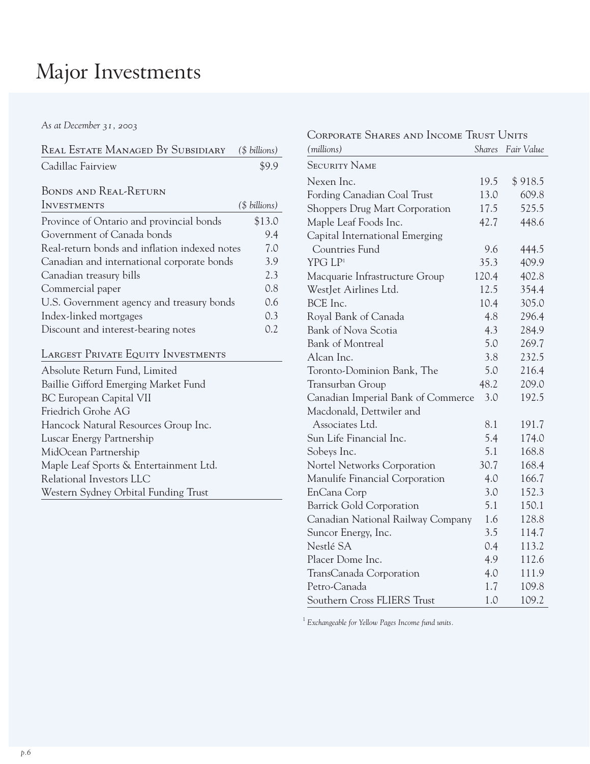# Major Investments

*As at December 31, 2003*

| Real Estate Managed By Subsidiary | ($ billions) |
|---|---|
| Cadillac Fairview | $9.9 |

| Bonds and Real-Return Investments | ($ billions) |
|---|---|
| Province of Ontario and provincial bonds | $13.0 |
| Government of Canada bonds | 9.4 |
| Real-return bonds and inflation indexed notes | 7.0 |
| Canadian and international corporate bonds | 3.9 |
| Canadian treasury bills | 2.3 |
| Commercial paper | 0.8 |
| U.S. Government agency and treasury bonds | 0.6 |
| Index-linked mortgages | 0.3 |
| Discount and interest-bearing notes | 0.2 |

| Largest Private Equity Investments |
|---|
| Absolute Return Fund, Limited |
| Baillie Gifford Emerging Market Fund |
| BC European Capital VII |
| Friedrich Grohe AG |
| Hancock Natural Resources Group Inc. |
| Luscar Energy Partnership |
| MidOcean Partnership |
| Maple Leaf Sports & Entertainment Ltd. |
| Relational Investors LLC |
| Western Sydney Orbital Funding Trust |

**Corporate Shares and Income Trust Units**

| (millions) Security Name | Shares | Fair Value |
|---|---|---|
| Nexen Inc. | 19.5 | $ 918.5 |
| Fording Canadian Coal Trust | 13.0 | 609.8 |
| Shoppers Drug Mart Corporation | 17.5 | 525.5 |
| Maple Leaf Foods Inc. | 42.7 | 448.6 |
| Capital International Emerging Countries Fund | 9.6 | 444.5 |
| YPG LP[1] | 35.3 | 409.9 |
| Macquarie Infrastructure Group | 120.4 | 402.8 |
| WestJet Airlines Ltd. | 12.5 | 354.4 |
| BCE Inc. | 10.4 | 305.0 |
| Royal Bank of Canada | 4.8 | 296.4 |
| Bank of Nova Scotia | 4.3 | 284.9 |
| Bank of Montreal | 5.0 | 269.7 |
| Alcan Inc. | 3.8 | 232.5 |
| Toronto-Dominion Bank, The | 5.0 | 216.4 |
| Transurban Group | 48.2 | 209.0 |
| Canadian Imperial Bank of Commerce | 3.0 | 192.5 |
| Macdonald, Dettwiler and Associates Ltd. | 8.1 | 191.7 |
| Sun Life Financial Inc. | 5.4 | 174.0 |
| Sobeys Inc. | 5.1 | 168.8 |
| Nortel Networks Corporation | 30.7 | 168.4 |
| Manulife Financial Corporation | 4.0 | 166.7 |
| EnCana Corp | 3.0 | 152.3 |
| Barrick Gold Corporation | 5.1 | 150.1 |
| Canadian National Railway Company | 1.6 | 128.8 |
| Suncor Energy, Inc. | 3.5 | 114.7 |
| Nestlé SA | 0.4 | 113.2 |
| Placer Dome Inc. | 4.9 | 112.6 |
| TransCanada Corporation | 4.0 | 111.9 |
| Petro-Canada | 1.7 | 109.8 |
| Southern Cross FLIERS Trust | 1.0 | 109.2 |

[1] *Exchangeable for Yellow Pages Income fund units.*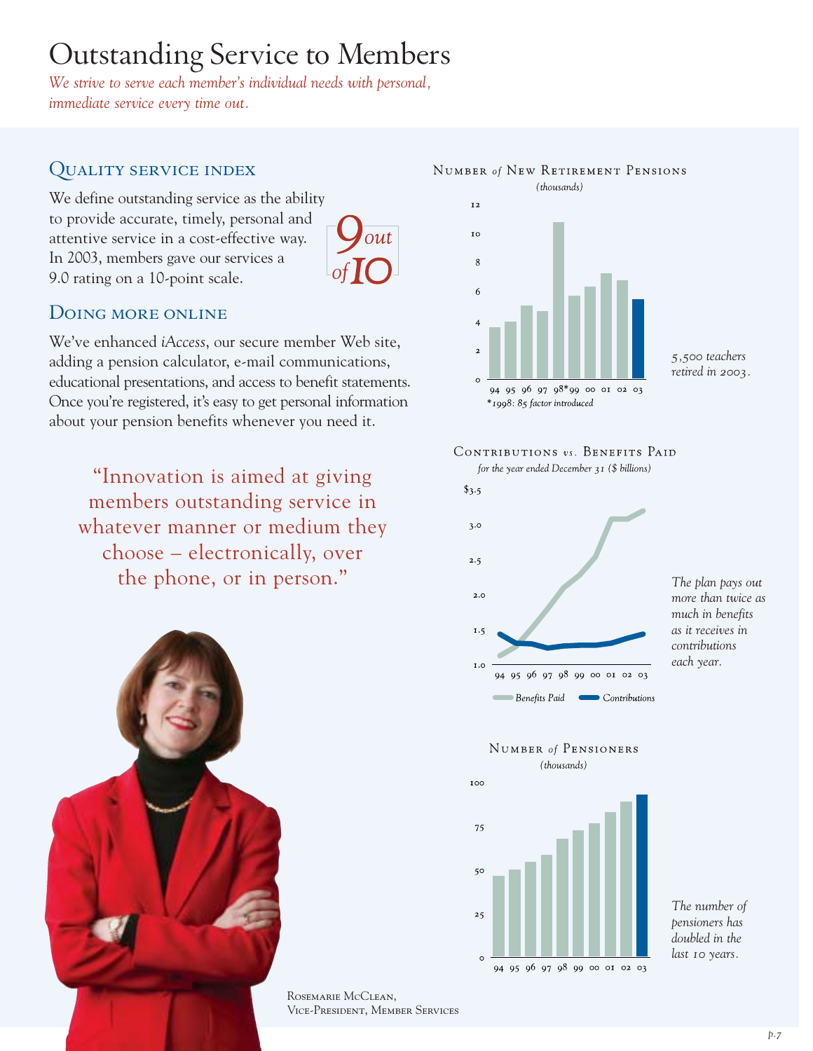# Outstanding Service to Members

*We strive to serve each member's individual needs with personal, immediate service every time out.*

## Quality service index

We define outstanding service as the ability to provide accurate, timely, personal and attentive service in a cost-effective way. In 2003, members gave our services a 9.0 rating on a 10-point scale.

9 out of 10

## Doing more online

We've enhanced *iAccess*, our secure member Web site, adding a pension calculator, e-mail communications, educational presentations, and access to benefit statements. Once you're registered, it's easy to get personal information about your pension benefits whenever you need it.

"Innovation is aimed at giving members outstanding service in whatever manner or medium they choose – electronically, over the phone, or in person."

Rosemarie McClean,
Vice-President, Member Services

### Number of New Retirement Pensions

*(thousands)*

12
10
8
6
4
2
0

94 95 96 97 98* 99 00 01 02 03

*1998: 85 factor introduced

*5,500 teachers retired in 2003.*

### Contributions vs. Benefits Paid

*for the year ended December 31 ($ billions)*

$3.5
3.0
2.5
2.0
1.5
1.0

94 95 96 97 98 99 00 01 02 03

Benefits Paid
Contributions

*The plan pays out more than twice as much in benefits as it receives in contributions each year.*

### Number of Pensioners

*(thousands)*

100
75
50
25
0

94 95 96 97 98 99 00 01 02 03

*The number of pensioners has doubled in the last 10 years.*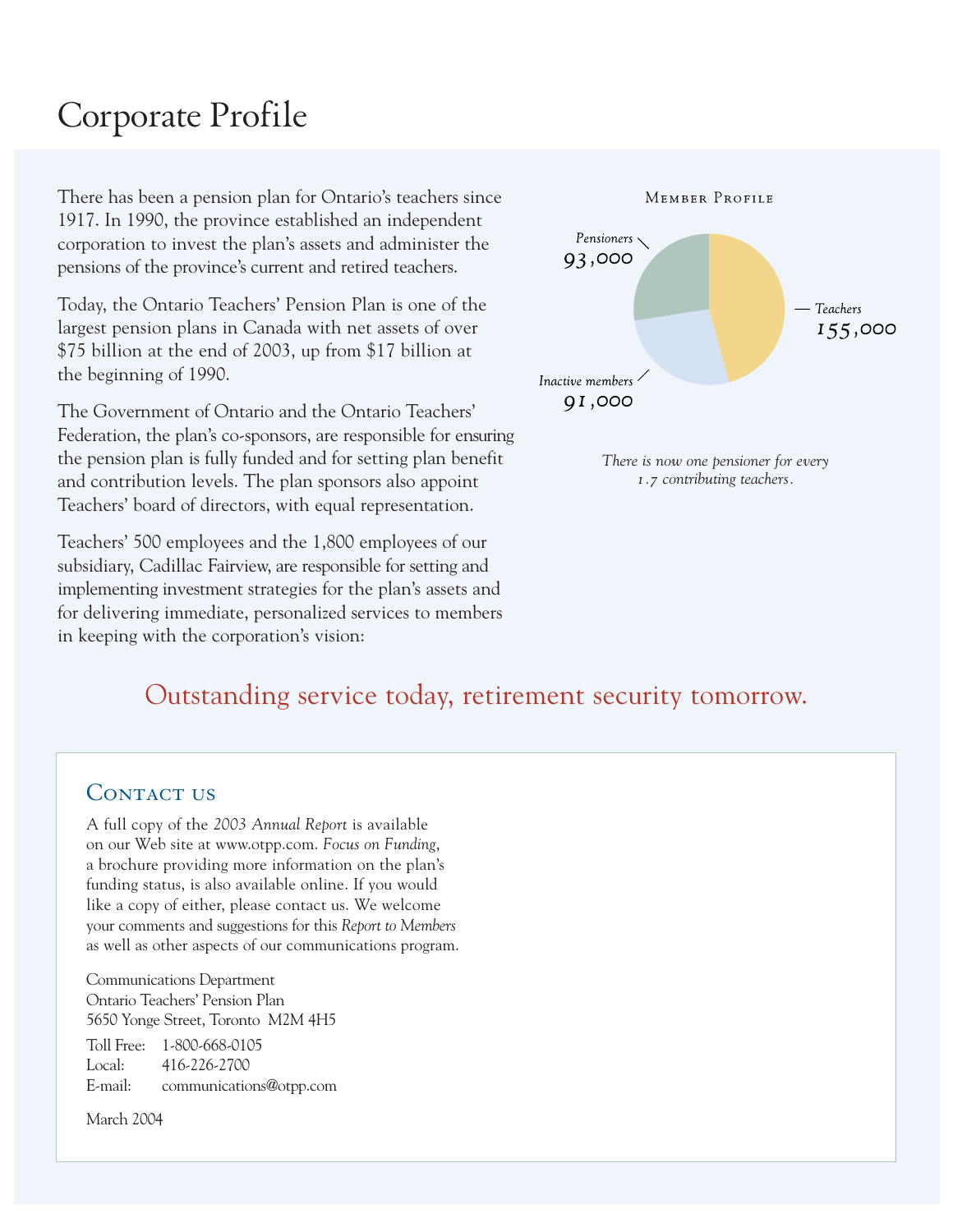# Corporate Profile

There has been a pension plan for Ontario's teachers since 1917. In 1990, the province established an independent corporation to invest the plan's assets and administer the pensions of the province's current and retired teachers.

Today, the Ontario Teachers' Pension Plan is one of the largest pension plans in Canada with net assets of over $75 billion at the end of 2003, up from $17 billion at the beginning of 1990.

The Government of Ontario and the Ontario Teachers' Federation, the plan's co-sponsors, are responsible for ensuring the pension plan is fully funded and for setting plan benefit and contribution levels. The plan sponsors also appoint Teachers' board of directors, with equal representation.

Teachers' 500 employees and the 1,800 employees of our subsidiary, Cadillac Fairview, are responsible for setting and implementing investment strategies for the plan's assets and for delivering immediate, personalized services to members in keeping with the corporation's vision:

MEMBER PROFILE

Pensioners 93,000

Teachers 155,000

Inactive members 91,000

*There is now one pensioner for every 1.7 contributing teachers.*

## Outstanding service today, retirement security tomorrow.

### CONTACT US

A full copy of the *2003 Annual Report* is available on our Web site at www.otpp.com. *Focus on Funding*, a brochure providing more information on the plan's funding status, is also available online. If you would like a copy of either, please contact us. We welcome your comments and suggestions for this *Report to Members* as well as other aspects of our communications program.

Communications Department
Ontario Teachers' Pension Plan
5650 Yonge Street, Toronto M2M 4H5

Toll Free: 1-800-668-0105
Local: 416-226-2700
E-mail: communications@otpp.com

March 2004